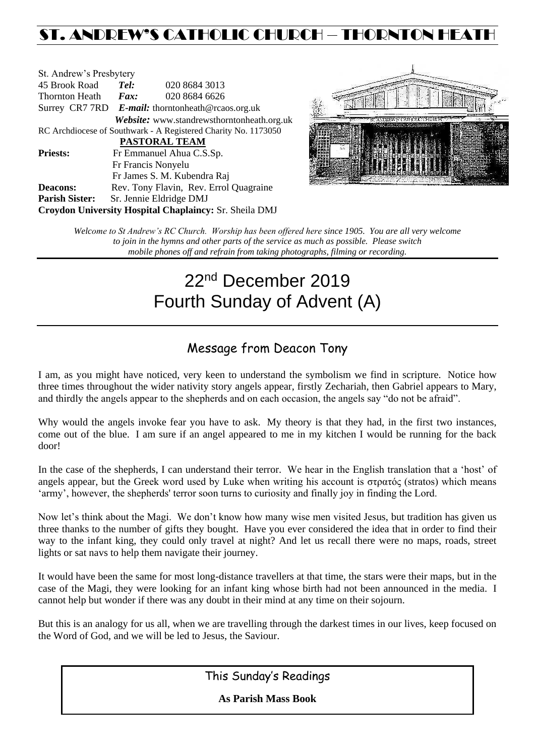# ST. ANDREW'S CATHOLIC CHURCH – THORNTON HEATH

St. Andrew's Presbytery
45 Brook Road *Tel:* 020 8684 3013
Thornton Heath *Fax:* 020 8684 6626
Surrey CR7 7RD *E-mail:* thorntonheath@rcaos.org.uk
*Website:* www.standrewsthorntonheath.org.uk
RC Archdiocese of Southwark - A Registered Charity No. 1173050

**PASTORAL TEAM**

**Priests:** Fr Emmanuel Ahua C.S.Sp.
Fr Francis Nonyelu
Fr James S. M. Kubendra Raj
**Deacons:** Rev. Tony Flavin, Rev. Errol Quagraine
**Parish Sister:** Sr. Jennie Eldridge DMJ
**Croydon University Hospital Chaplaincy:** Sr. Sheila DMJ

*Welcome to St Andrew's RC Church. Worship has been offered here since 1905. You are all very welcome to join in the hymns and other parts of the service as much as possible. Please switch mobile phones off and refrain from taking photographs, filming or recording.*

# 22nd December 2019
# Fourth Sunday of Advent (A)

## Message from Deacon Tony

I am, as you might have noticed, very keen to understand the symbolism we find in scripture. Notice how three times throughout the wider nativity story angels appear, firstly Zechariah, then Gabriel appears to Mary, and thirdly the angels appear to the shepherds and on each occasion, the angels say "do not be afraid".

Why would the angels invoke fear you have to ask. My theory is that they had, in the first two instances, come out of the blue. I am sure if an angel appeared to me in my kitchen I would be running for the back door!

In the case of the shepherds, I can understand their terror. We hear in the English translation that a 'host' of angels appear, but the Greek word used by Luke when writing his account is στρατός (stratos) which means 'army', however, the shepherds' terror soon turns to curiosity and finally joy in finding the Lord.

Now let's think about the Magi. We don't know how many wise men visited Jesus, but tradition has given us three thanks to the number of gifts they bought. Have you ever considered the idea that in order to find their way to the infant king, they could only travel at night? And let us recall there were no maps, roads, street lights or sat navs to help them navigate their journey.

It would have been the same for most long-distance travellers at that time, the stars were their maps, but in the case of the Magi, they were looking for an infant king whose birth had not been announced in the media. I cannot help but wonder if there was any doubt in their mind at any time on their sojourn.

But this is an analogy for us all, when we are travelling through the darkest times in our lives, keep focused on the Word of God, and we will be led to Jesus, the Saviour.

## This Sunday's Readings

**As Parish Mass Book**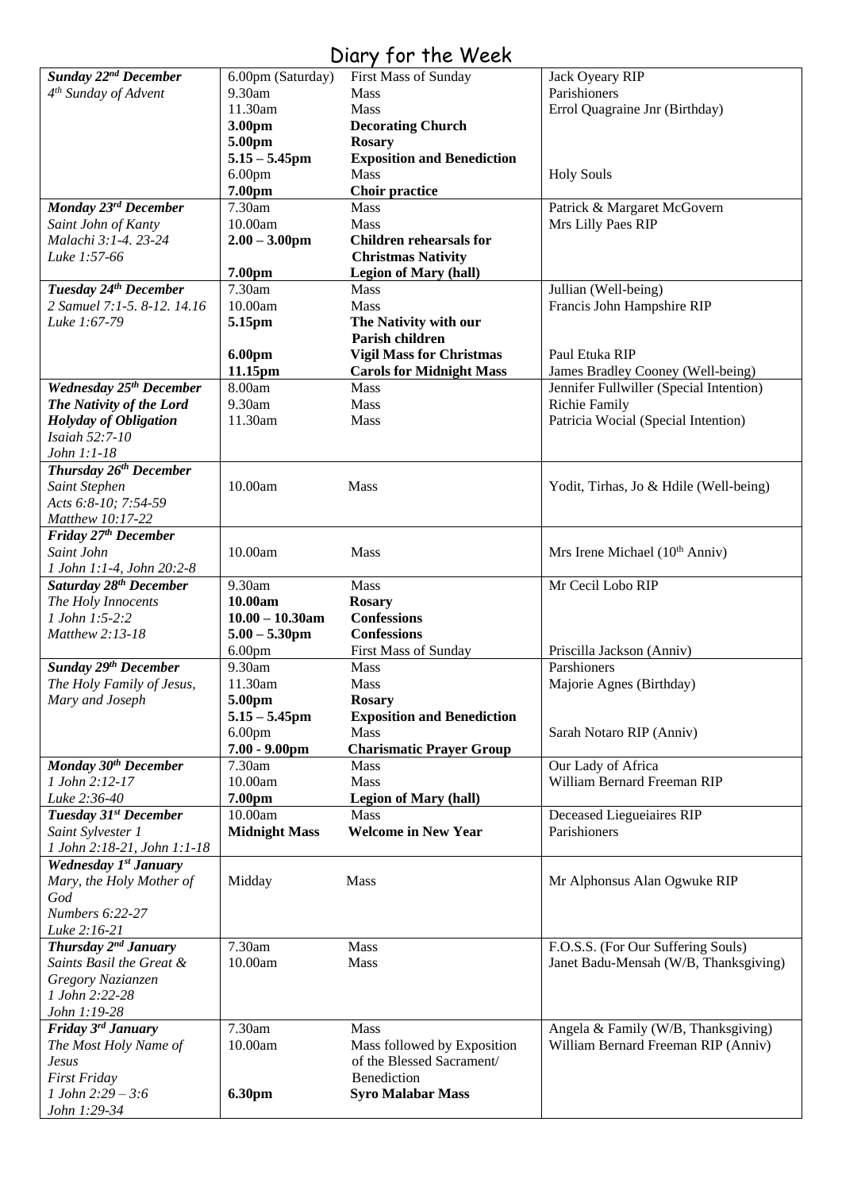# Diary for the Week

| | | | |
|---|---|---|---|
| ***Sunday 22nd December*** *4th Sunday of Advent* | 6.00pm (Saturday) | First Mass of Sunday | Jack Oyeary RIP |
| | 9.30am | Mass | Parishioners |
| | 11.30am | Mass | Errol Quagraine Jnr (Birthday) |
| | **3.00pm** | **Decorating Church** | |
| | **5.00pm** | **Rosary** | |
| | **5.15 – 5.45pm** | **Exposition and Benediction** | |
| | 6.00pm | Mass | Holy Souls |
| | **7.00pm** | **Choir practice** | |
| ***Monday 23rd December*** *Saint John of Kanty* *Malachi 3:1-4. 23-24* *Luke 1:57-66* | 7.30am | Mass | Patrick & Margaret McGovern |
| | 10.00am | Mass | Mrs Lilly Paes RIP |
| | **2.00 – 3.00pm** | **Children rehearsals for Christmas Nativity** | |
| | **7.00pm** | **Legion of Mary (hall)** | |
| ***Tuesday 24th December*** *2 Samuel 7:1-5. 8-12. 14.16* *Luke 1:67-79* | 7.30am | Mass | Jullian (Well-being) |
| | 10.00am | Mass | Francis John Hampshire RIP |
| | **5.15pm** | **The Nativity with our Parish children** | |
| | **6.00pm** | **Vigil Mass for Christmas** | Paul Etuka RIP |
| | **11.15pm** | **Carols for Midnight Mass** | James Bradley Cooney (Well-being) |
| ***Wednesday 25th December*** ***The Nativity of the Lord*** ***Holyday of Obligation*** *Isaiah 52:7-10* *John 1:1-18* | 8.00am | Mass | Jennifer Fullwiller (Special Intention) |
| | 9.30am | Mass | Richie Family |
| | 11.30am | Mass | Patricia Wocial (Special Intention) |
| ***Thursday 26th December*** *Saint Stephen* *Acts 6:8-10; 7:54-59* *Matthew 10:17-22* | 10.00am | Mass | Yodit, Tirhas, Jo & Hdile (Well-being) |
| ***Friday 27th December*** *Saint John* *1 John 1:1-4, John 20:2-8* | 10.00am | Mass | Mrs Irene Michael (10th Anniv) |
| ***Saturday 28th December*** *The Holy Innocents* *1 John 1:5-2:2* *Matthew 2:13-18* | 9.30am | Mass | Mr Cecil Lobo RIP |
| | **10.00am** | **Rosary** | |
| | **10.00 – 10.30am** | **Confessions** | |
| | **5.00 – 5.30pm** | **Confessions** | |
| | 6.00pm | First Mass of Sunday | Priscilla Jackson (Anniv) |
| ***Sunday 29th December*** *The Holy Family of Jesus, Mary and Joseph* | 9.30am | Mass | Parshioners |
| | 11.30am | Mass | Majorie Agnes (Birthday) |
| | **5.00pm** | **Rosary** | |
| | **5.15 – 5.45pm** | **Exposition and Benediction** | |
| | 6.00pm | Mass | Sarah Notaro RIP (Anniv) |
| | **7.00 - 9.00pm** | **Charismatic Prayer Group** | |
| ***Monday 30th December*** *1 John 2:12-17* *Luke 2:36-40* | 7.30am | Mass | Our Lady of Africa |
| | 10.00am | Mass | William Bernard Freeman RIP |
| | **7.00pm** | **Legion of Mary (hall)** | |
| ***Tuesday 31st December*** *Saint Sylvester 1* *1 John 2:18-21, John 1:1-18* | 10.00am | Mass | Deceased Liegueiaires RIP |
| | **Midnight Mass** | **Welcome in New Year** | Parishioners |
| ***Wednesday 1st January*** *Mary, the Holy Mother of God* *Numbers 6:22-27* *Luke 2:16-21* | Midday | Mass | Mr Alphonsus Alan Ogwuke RIP |
| ***Thursday 2nd January*** *Saints Basil the Great & Gregory Nazianzen* *1 John 2:22-28* *John 1:19-28* | 7.30am | Mass | F.O.S.S. (For Our Suffering Souls) |
| | 10.00am | Mass | Janet Badu-Mensah (W/B, Thanksgiving) |
| ***Friday 3rd January*** *The Most Holy Name of Jesus* *First Friday* *1 John 2:29 – 3:6* *John 1:29-34* | 7.30am | Mass | Angela & Family (W/B, Thanksgiving) |
| | 10.00am | Mass followed by Exposition of the Blessed Sacrament/ Benediction | William Bernard Freeman RIP (Anniv) |
| | **6.30pm** | **Syro Malabar Mass** | |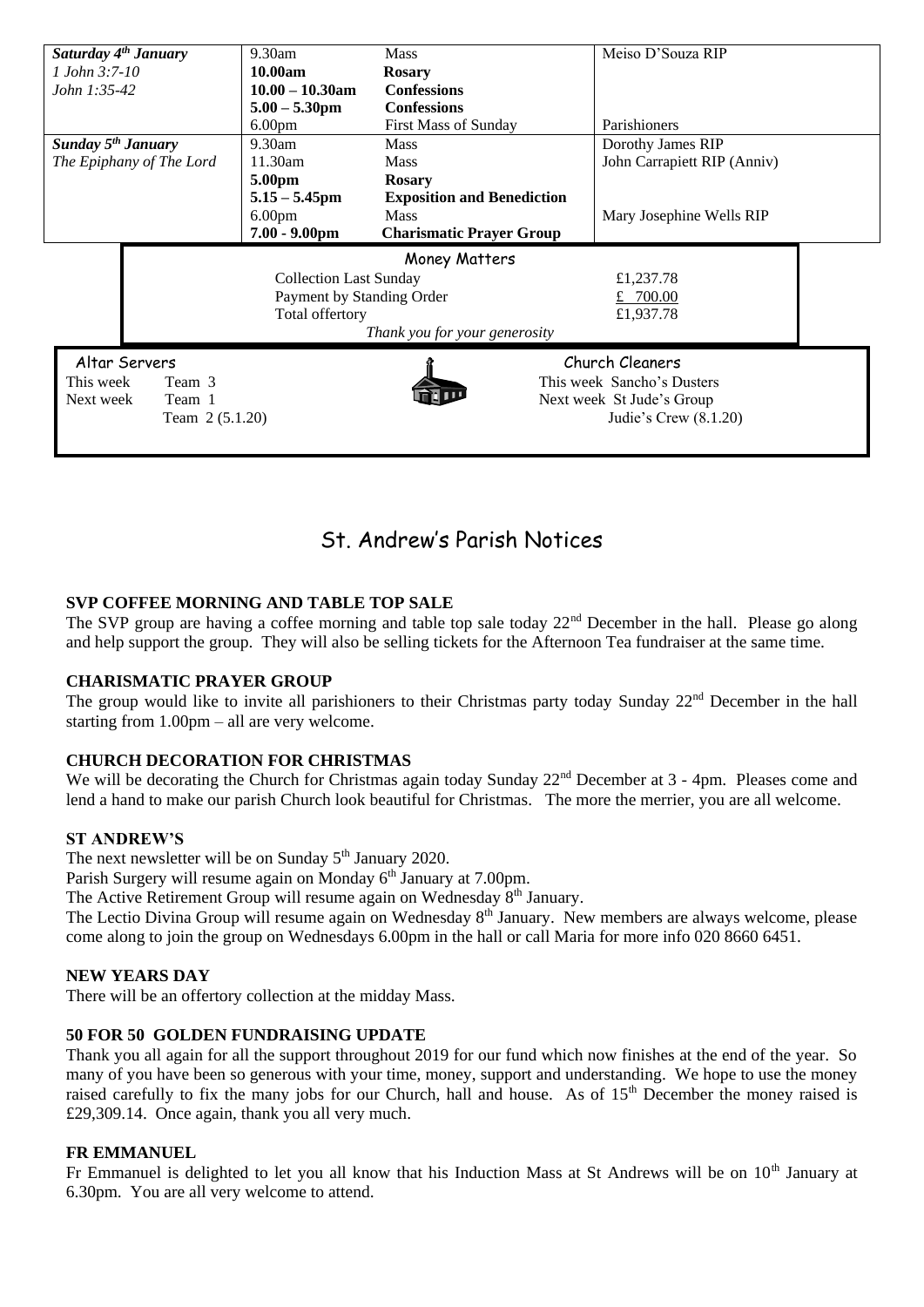| | | | |
|---|---|---|---|
| ***Saturday 4th January*** | 9.30am | Mass | Meiso D'Souza RIP |
| *1 John 3:7-10* | **10.00am** | **Rosary** | |
| *John 1:35-42* | **10.00 – 10.30am** | **Confessions** | |
| | **5.00 – 5.30pm** | **Confessions** | |
| | 6.00pm | First Mass of Sunday | Parishioners |
| ***Sunday 5th January*** | 9.30am | Mass | Dorothy James RIP |
| *The Epiphany of The Lord* | 11.30am | Mass | John Carrapiett RIP (Anniv) |
| | **5.00pm** | **Rosary** | |
| | **5.15 – 5.45pm** | **Exposition and Benediction** | |
| | 6.00pm | Mass | Mary Josephine Wells RIP |
| | **7.00 - 9.00pm** | **Charismatic Prayer Group** | |

**Money Matters**

| | |
|---|---|
| Collection Last Sunday | £1,237.78 |
| Payment by Standing Order | £ 700.00 |
| Total offertory | £1,937.78 |

*Thank you for your generosity*

| Altar Servers | | Church Cleaners |
|---|---|---|
| This week | Team 3 | This week Sancho's Dusters |
| Next week | Team 1 | Next week St Jude's Group |
| | Team 2 (5.1.20) | Judie's Crew (8.1.20) |

# St. Andrew's Parish Notices

**SVP COFFEE MORNING AND TABLE TOP SALE**

The SVP group are having a coffee morning and table top sale today 22nd December in the hall. Please go along and help support the group. They will also be selling tickets for the Afternoon Tea fundraiser at the same time.

**CHARISMATIC PRAYER GROUP**

The group would like to invite all parishioners to their Christmas party today Sunday 22nd December in the hall starting from 1.00pm – all are very welcome.

**CHURCH DECORATION FOR CHRISTMAS**

We will be decorating the Church for Christmas again today Sunday 22nd December at 3 - 4pm. Pleases come and lend a hand to make our parish Church look beautiful for Christmas. The more the merrier, you are all welcome.

**ST ANDREW'S**

The next newsletter will be on Sunday 5th January 2020.

Parish Surgery will resume again on Monday 6th January at 7.00pm.

The Active Retirement Group will resume again on Wednesday 8th January.

The Lectio Divina Group will resume again on Wednesday 8th January. New members are always welcome, please come along to join the group on Wednesdays 6.00pm in the hall or call Maria for more info 020 8660 6451.

**NEW YEARS DAY**

There will be an offertory collection at the midday Mass.

**50 FOR 50 GOLDEN FUNDRAISING UPDATE**

Thank you all again for all the support throughout 2019 for our fund which now finishes at the end of the year. So many of you have been so generous with your time, money, support and understanding. We hope to use the money raised carefully to fix the many jobs for our Church, hall and house. As of 15th December the money raised is £29,309.14. Once again, thank you all very much.

**FR EMMANUEL**

Fr Emmanuel is delighted to let you all know that his Induction Mass at St Andrews will be on 10th January at 6.30pm. You are all very welcome to attend.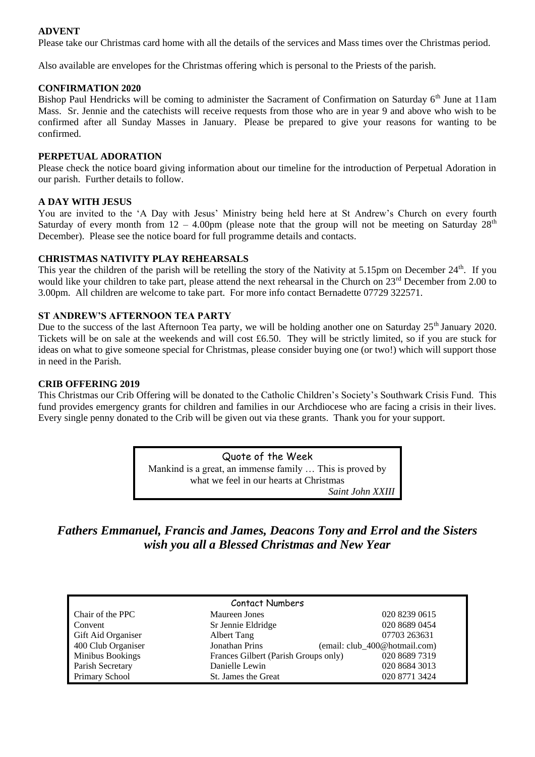**ADVENT**

Please take our Christmas card home with all the details of the services and Mass times over the Christmas period.

Also available are envelopes for the Christmas offering which is personal to the Priests of the parish.

**CONFIRMATION 2020**

Bishop Paul Hendricks will be coming to administer the Sacrament of Confirmation on Saturday 6th June at 11am Mass. Sr. Jennie and the catechists will receive requests from those who are in year 9 and above who wish to be confirmed after all Sunday Masses in January. Please be prepared to give your reasons for wanting to be confirmed.

**PERPETUAL ADORATION**

Please check the notice board giving information about our timeline for the introduction of Perpetual Adoration in our parish. Further details to follow.

**A DAY WITH JESUS**

You are invited to the 'A Day with Jesus' Ministry being held here at St Andrew's Church on every fourth Saturday of every month from 12 – 4.00pm (please note that the group will not be meeting on Saturday 28th December). Please see the notice board for full programme details and contacts.

**CHRISTMAS NATIVITY PLAY REHEARSALS**

This year the children of the parish will be retelling the story of the Nativity at 5.15pm on December 24th. If you would like your children to take part, please attend the next rehearsal in the Church on 23rd December from 2.00 to 3.00pm. All children are welcome to take part. For more info contact Bernadette 07729 322571.

**ST ANDREW'S AFTERNOON TEA PARTY**

Due to the success of the last Afternoon Tea party, we will be holding another one on Saturday 25th January 2020. Tickets will be on sale at the weekends and will cost £6.50. They will be strictly limited, so if you are stuck for ideas on what to give someone special for Christmas, please consider buying one (or two!) which will support those in need in the Parish.

**CRIB OFFERING 2019**

This Christmas our Crib Offering will be donated to the Catholic Children's Society's Southwark Crisis Fund. This fund provides emergency grants for children and families in our Archdiocese who are facing a crisis in their lives. Every single penny donated to the Crib will be given out via these grants. Thank you for your support.

Quote of the Week

Mankind is a great, an immense family … This is proved by what we feel in our hearts at Christmas

*Saint John XXIII*

***Fathers Emmanuel, Francis and James, Deacons Tony and Errol and the Sisters wish you all a Blessed Christmas and New Year***

Contact Numbers

| | | |
|---|---|---|
| Chair of the PPC | Maureen Jones | 020 8239 0615 |
| Convent | Sr Jennie Eldridge | 020 8689 0454 |
| Gift Aid Organiser | Albert Tang | 07703 263631 |
| 400 Club Organiser | Jonathan Prins | (email: club_400@hotmail.com) |
| Minibus Bookings | Frances Gilbert (Parish Groups only) | 020 8689 7319 |
| Parish Secretary | Danielle Lewin | 020 8684 3013 |
| Primary School | St. James the Great | 020 8771 3424 |